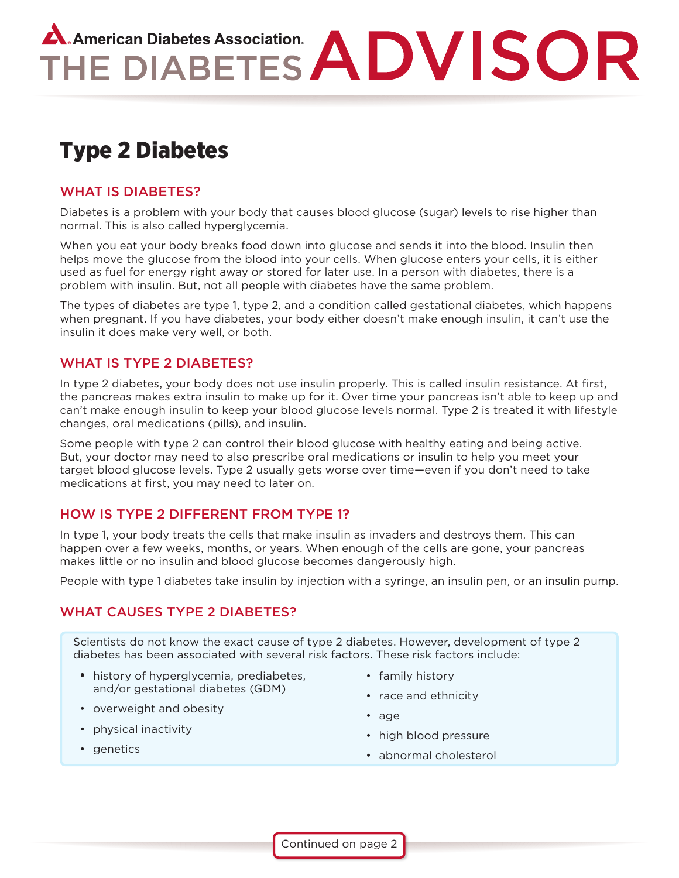American Diabetes Association.

# THE DIABETES ADVISOR

## Type 2 Diabetes

### WHAT IS DIABETES?

Diabetes is a problem with your body that causes blood glucose (sugar) levels to rise higher than normal. This is also called hyperglycemia.

When you eat your body breaks food down into glucose and sends it into the blood. Insulin then helps move the glucose from the blood into your cells. When glucose enters your cells, it is either used as fuel for energy right away or stored for later use. In a person with diabetes, there is a problem with insulin. But, not all people with diabetes have the same problem.

The types of diabetes are type 1, type 2, and a condition called gestational diabetes, which happens when pregnant. If you have diabetes, your body either doesn't make enough insulin, it can't use the insulin it does make very well, or both.

### WHAT IS TYPE 2 DIABETES?

In type 2 diabetes, your body does not use insulin properly. This is called insulin resistance. At first, the pancreas makes extra insulin to make up for it. Over time your pancreas isn't able to keep up and can't make enough insulin to keep your blood glucose levels normal. Type 2 is treated it with lifestyle changes, oral medications (pills), and insulin.

Some people with type 2 can control their blood glucose with healthy eating and being active. But, your doctor may need to also prescribe oral medications or insulin to help you meet your target blood glucose levels. Type 2 usually gets worse over time—even if you don't need to take medications at first, you may need to later on.

### HOW IS TYPE 2 DIFFERENT FROM TYPE 1?

In type 1, your body treats the cells that make insulin as invaders and destroys them. This can happen over a few weeks, months, or years. When enough of the cells are gone, your pancreas makes little or no insulin and blood glucose becomes dangerously high.

People with type 1 diabetes take insulin by injection with a syringe, an insulin pen, or an insulin pump.

### WHAT CAUSES TYPE 2 DIABETES?

Scientists do not know the exact cause of type 2 diabetes. However, development of type 2 diabetes has been associated with several risk factors. These risk factors include:

- history of hyperglycemia, prediabetes, and/or gestational diabetes (GDM)
- overweight and obesity
- physical inactivity
- genetics
- family history
- race and ethnicity
- age
- high blood pressure
- abnormal cholesterol

Continued on page 2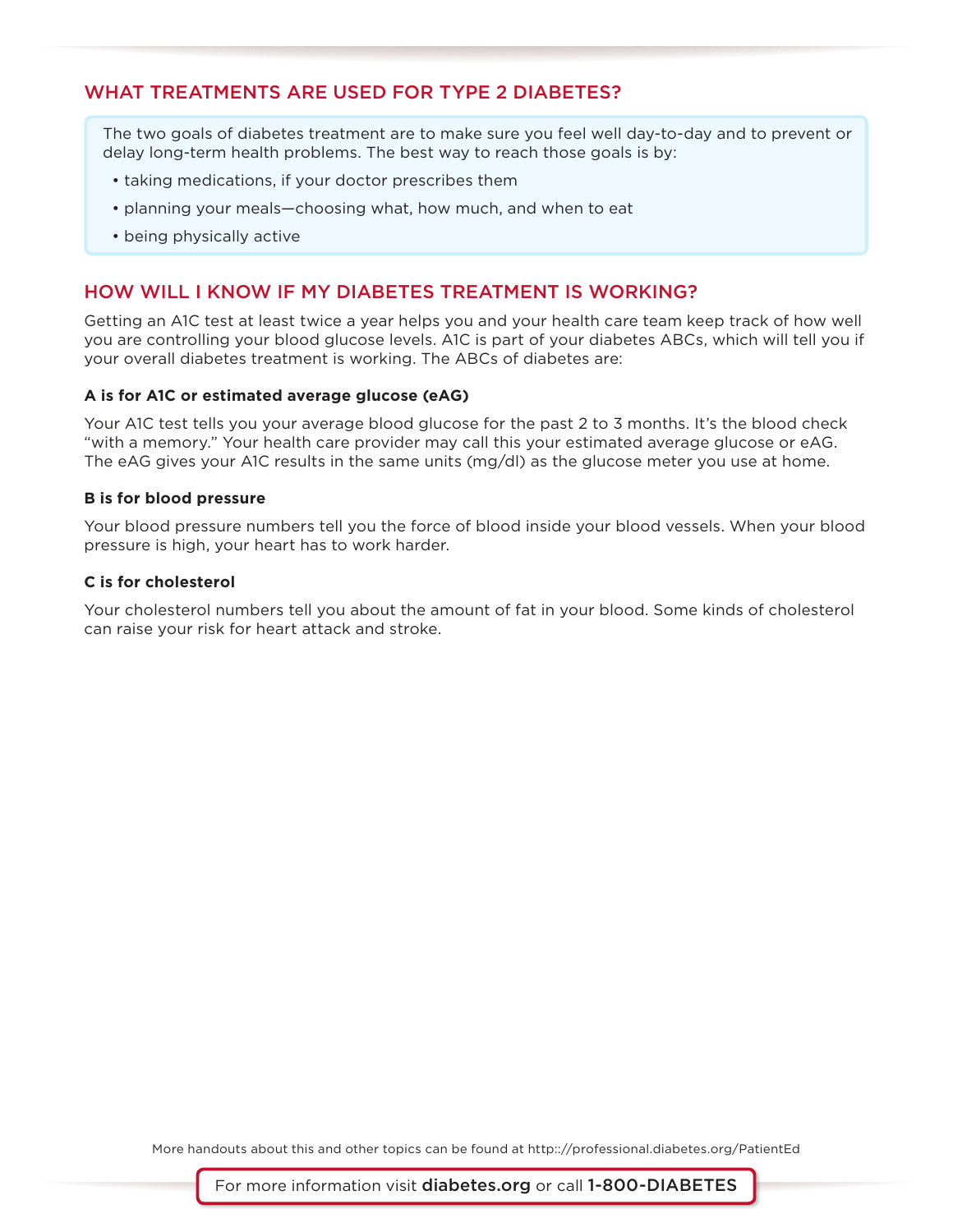## WHAT TREATMENTS ARE USED FOR TYPE 2 DIABETES?

The two goals of diabetes treatment are to make sure you feel well day-to-day and to prevent or delay long-term health problems. The best way to reach those goals is by:

- taking medications, if your doctor prescribes them
- planning your meals—choosing what, how much, and when to eat
- being physically active

## HOW WILL I KNOW IF MY DIABETES TREATMENT IS WORKING?

Getting an A1C test at least twice a year helps you and your health care team keep track of how well you are controlling your blood glucose levels. A1C is part of your diabetes ABCs, which will tell you if your overall diabetes treatment is working. The ABCs of diabetes are:

**A is for A1C or estimated average glucose (eAG)**

Your A1C test tells you your average blood glucose for the past 2 to 3 months. It's the blood check "with a memory." Your health care provider may call this your estimated average glucose or eAG. The eAG gives your A1C results in the same units (mg/dl) as the glucose meter you use at home.

**B is for blood pressure**

Your blood pressure numbers tell you the force of blood inside your blood vessels. When your blood pressure is high, your heart has to work harder.

**C is for cholesterol**

Your cholesterol numbers tell you about the amount of fat in your blood. Some kinds of cholesterol can raise your risk for heart attack and stroke.

More handouts about this and other topics can be found at http:://professional.diabetes.org/PatientEd

For more information visit **diabetes.org** or call **1-800-DIABETES**